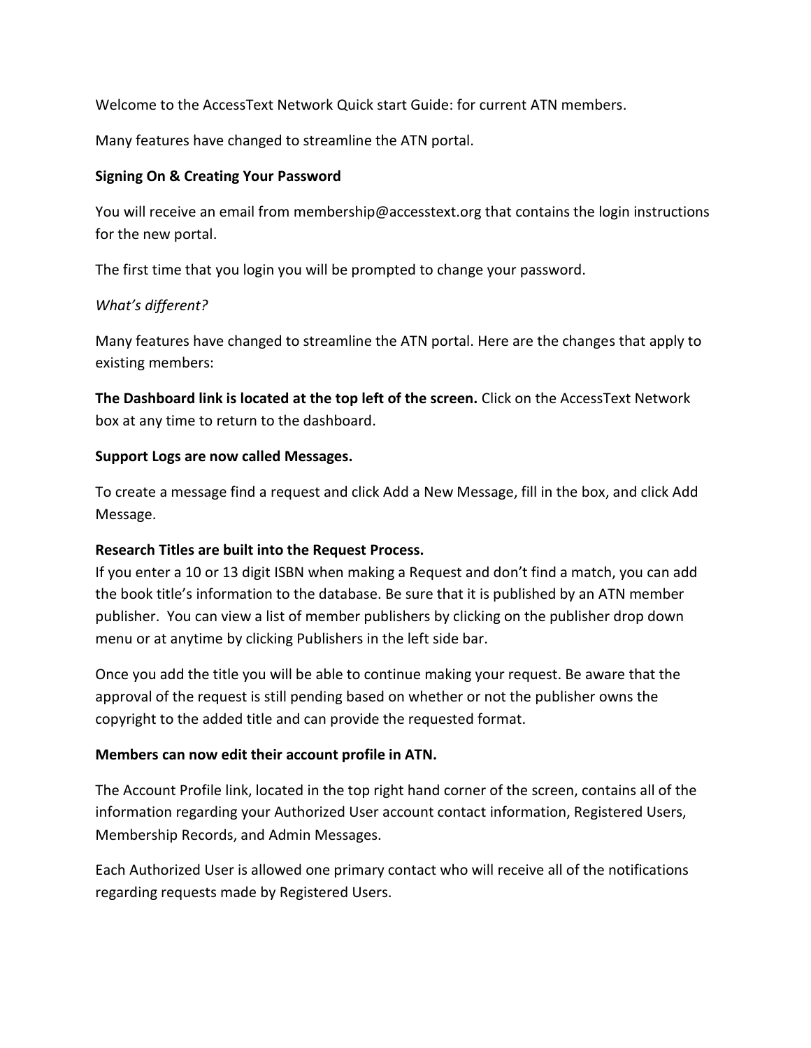Welcome to the AccessText Network Quick start Guide: for current ATN members.

Many features have changed to streamline the ATN portal.

**Signing On & Creating Your Password**

You will receive an email from membership@accesstext.org that contains the login instructions for the new portal.

The first time that you login you will be prompted to change your password.

*What's different?*

Many features have changed to streamline the ATN portal. Here are the changes that apply to existing members:

**The Dashboard link is located at the top left of the screen.** Click on the AccessText Network box at any time to return to the dashboard.

**Support Logs are now called Messages.**

To create a message find a request and click Add a New Message, fill in the box, and click Add Message.

**Research Titles are built into the Request Process.**
If you enter a 10 or 13 digit ISBN when making a Request and don't find a match, you can add the book title's information to the database. Be sure that it is published by an ATN member publisher. You can view a list of member publishers by clicking on the publisher drop down menu or at anytime by clicking Publishers in the left side bar.

Once you add the title you will be able to continue making your request. Be aware that the approval of the request is still pending based on whether or not the publisher owns the copyright to the added title and can provide the requested format.

**Members can now edit their account profile in ATN.**

The Account Profile link, located in the top right hand corner of the screen, contains all of the information regarding your Authorized User account contact information, Registered Users, Membership Records, and Admin Messages.

Each Authorized User is allowed one primary contact who will receive all of the notifications regarding requests made by Registered Users.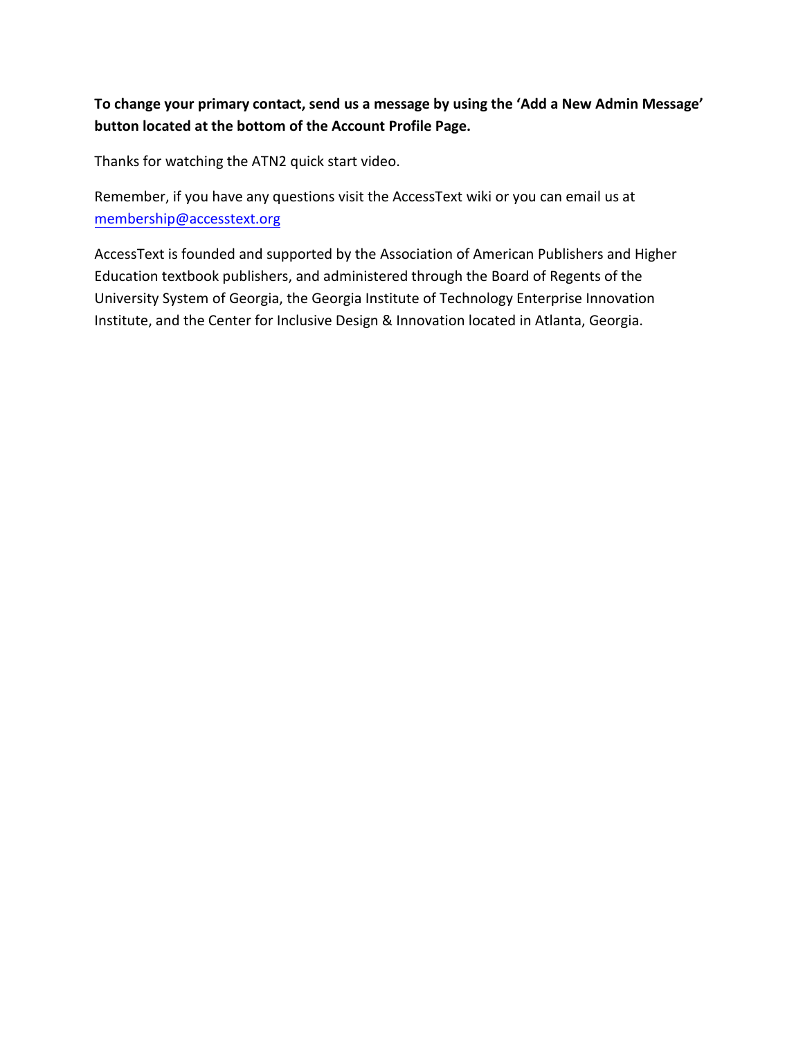**To change your primary contact, send us a message by using the 'Add a New Admin Message' button located at the bottom of the Account Profile Page.**

Thanks for watching the ATN2 quick start video.

Remember, if you have any questions visit the AccessText wiki or you can email us at [membership@accesstext.org](mailto:membership@accesstext.org)

AccessText is founded and supported by the Association of American Publishers and Higher Education textbook publishers, and administered through the Board of Regents of the University System of Georgia, the Georgia Institute of Technology Enterprise Innovation Institute, and the Center for Inclusive Design & Innovation located in Atlanta, Georgia.